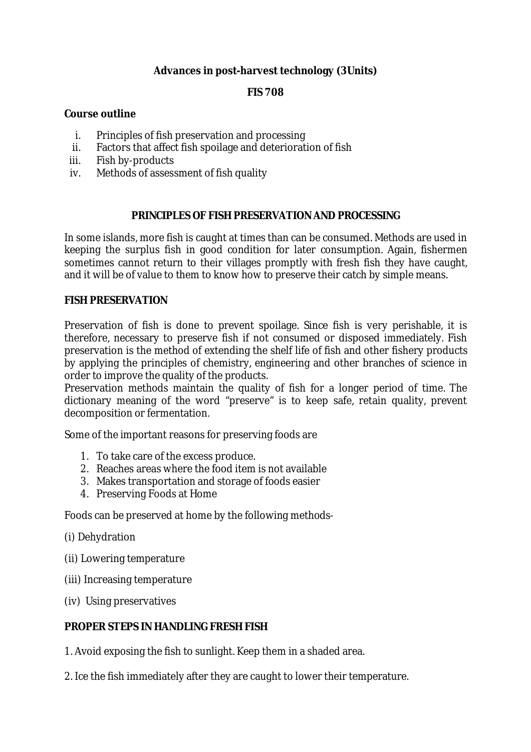**Advances in post-harvest technology (3Units)**

**FIS 708**

**Course outline**

i. Principles of fish preservation and processing
ii. Factors that affect fish spoilage and deterioration of fish
iii. Fish by-products
iv. Methods of assessment of fish quality

## PRINCIPLES OF FISH PRESERVATION AND PROCESSING

In some islands, more fish is caught at times than can be consumed. Methods are used in keeping the surplus fish in good condition for later consumption. Again, fishermen sometimes cannot return to their villages promptly with fresh fish they have caught, and it will be of value to them to know how to preserve their catch by simple means.

## FISH PRESERVATION

Preservation of fish is done to prevent spoilage. Since fish is very perishable, it is therefore, necessary to preserve fish if not consumed or disposed immediately. Fish preservation is the method of extending the shelf life of fish and other fishery products by applying the principles of chemistry, engineering and other branches of science in order to improve the quality of the products.
Preservation methods maintain the quality of fish for a longer period of time. The dictionary meaning of the word "preserve" is to keep safe, retain quality, prevent decomposition or fermentation.

Some of the important reasons for preserving foods are

1. To take care of the excess produce.
2. Reaches areas where the food item is not available
3. Makes transportation and storage of foods easier
4. Preserving Foods at Home

Foods can be preserved at home by the following methods-

(i) Dehydration

(ii) Lowering temperature

(iii) Increasing temperature

(iv) Using preservatives

## PROPER STEPS IN HANDLING FRESH FISH

1. Avoid exposing the fish to sunlight. Keep them in a shaded area.

2. Ice the fish immediately after they are caught to lower their temperature.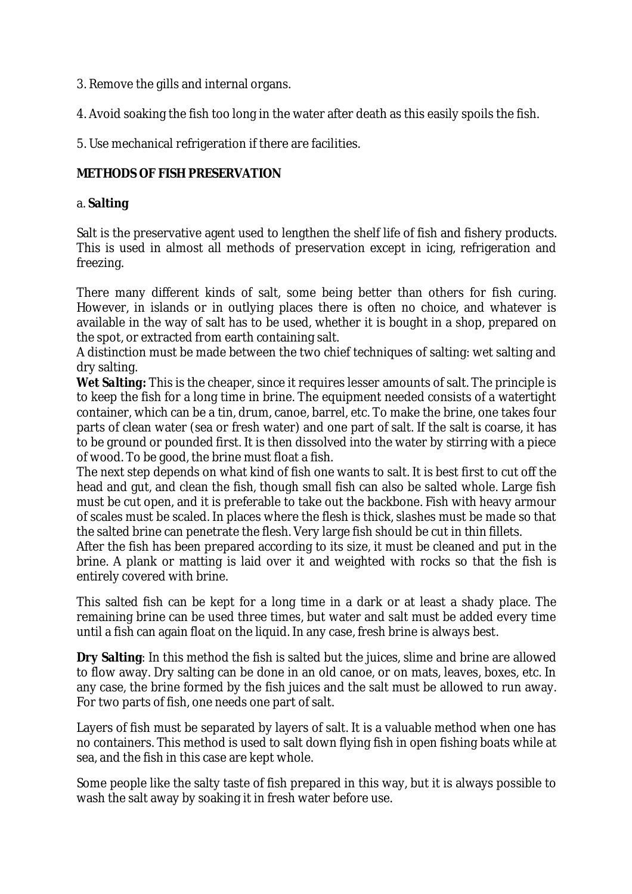3. Remove the gills and internal organs.

4. Avoid soaking the fish too long in the water after death as this easily spoils the fish.

5. Use mechanical refrigeration if there are facilities.

**METHODS OF FISH PRESERVATION**

a. **Salting**

Salt is the preservative agent used to lengthen the shelf life of fish and fishery products. This is used in almost all methods of preservation except in icing, refrigeration and freezing.

There many different kinds of salt, some being better than others for fish curing. However, in islands or in outlying places there is often no choice, and whatever is available in the way of salt has to be used, whether it is bought in a shop, prepared on the spot, or extracted from earth containing salt.

A distinction must be made between the two chief techniques of salting: wet salting and dry salting.

**Wet Salting:** This is the cheaper, since it requires lesser amounts of salt. The principle is to keep the fish for a long time in brine. The equipment needed consists of a watertight container, which can be a tin, drum, canoe, barrel, etc. To make the brine, one takes four parts of clean water (sea or fresh water) and one part of salt. If the salt is coarse, it has to be ground or pounded first. It is then dissolved into the water by stirring with a piece of wood. To be good, the brine must float a fish.

The next step depends on what kind of fish one wants to salt. It is best first to cut off the head and gut, and clean the fish, though small fish can also be salted whole. Large fish must be cut open, and it is preferable to take out the backbone. Fish with heavy armour of scales must be scaled. In places where the flesh is thick, slashes must be made so that the salted brine can penetrate the flesh. Very large fish should be cut in thin fillets.

After the fish has been prepared according to its size, it must be cleaned and put in the brine. A plank or matting is laid over it and weighted with rocks so that the fish is entirely covered with brine.

This salted fish can be kept for a long time in a dark or at least a shady place. The remaining brine can be used three times, but water and salt must be added every time until a fish can again float on the liquid. In any case, fresh brine is always best.

**Dry Salting**: In this method the fish is salted but the juices, slime and brine are allowed to flow away. Dry salting can be done in an old canoe, or on mats, leaves, boxes, etc. In any case, the brine formed by the fish juices and the salt must be allowed to run away. For two parts of fish, one needs one part of salt.

Layers of fish must be separated by layers of salt. It is a valuable method when one has no containers. This method is used to salt down flying fish in open fishing boats while at sea, and the fish in this case are kept whole.

Some people like the salty taste of fish prepared in this way, but it is always possible to wash the salt away by soaking it in fresh water before use.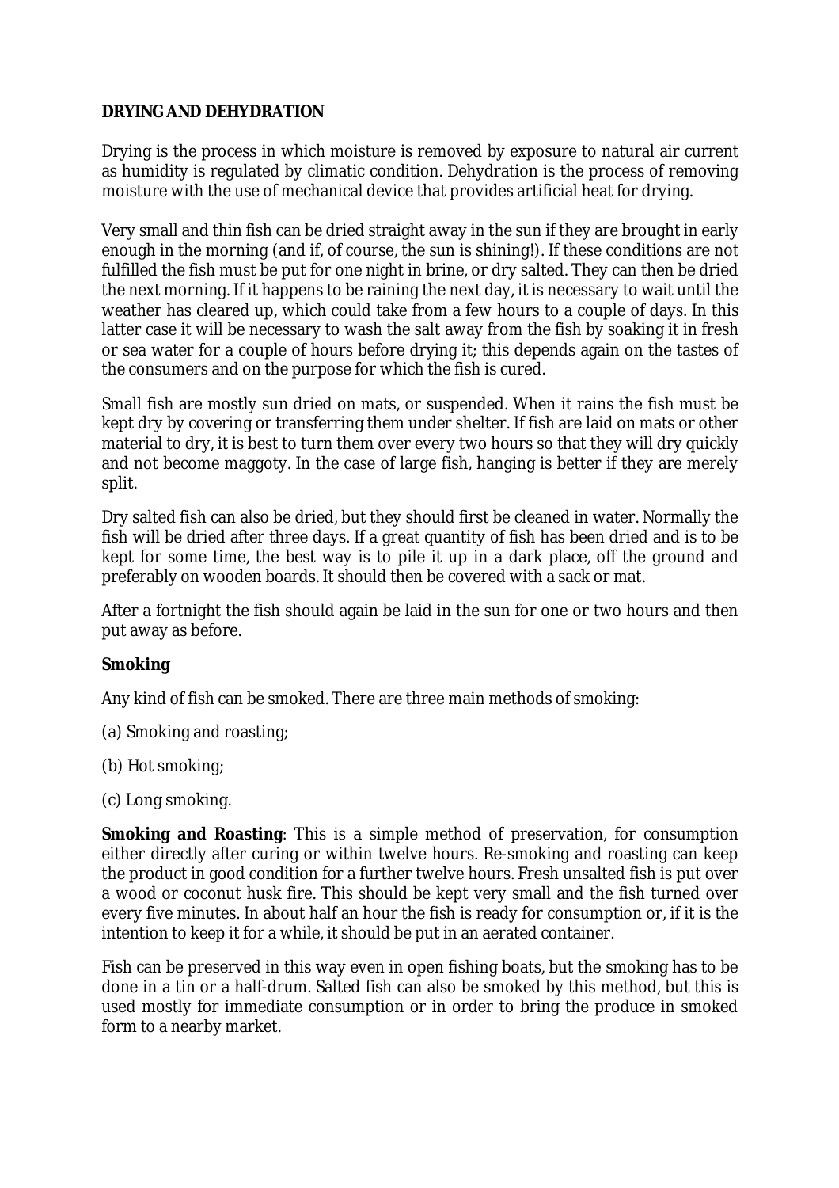**DRYING AND DEHYDRATION**

Drying is the process in which moisture is removed by exposure to natural air current as humidity is regulated by climatic condition. Dehydration is the process of removing moisture with the use of mechanical device that provides artificial heat for drying.

Very small and thin fish can be dried straight away in the sun if they are brought in early enough in the morning (and if, of course, the sun is shining!). If these conditions are not fulfilled the fish must be put for one night in brine, or dry salted. They can then be dried the next morning. If it happens to be raining the next day, it is necessary to wait until the weather has cleared up, which could take from a few hours to a couple of days. In this latter case it will be necessary to wash the salt away from the fish by soaking it in fresh or sea water for a couple of hours before drying it; this depends again on the tastes of the consumers and on the purpose for which the fish is cured.

Small fish are mostly sun dried on mats, or suspended. When it rains the fish must be kept dry by covering or transferring them under shelter. If fish are laid on mats or other material to dry, it is best to turn them over every two hours so that they will dry quickly and not become maggoty. In the case of large fish, hanging is better if they are merely split.

Dry salted fish can also be dried, but they should first be cleaned in water. Normally the fish will be dried after three days. If a great quantity of fish has been dried and is to be kept for some time, the best way is to pile it up in a dark place, off the ground and preferably on wooden boards. It should then be covered with a sack or mat.

After a fortnight the fish should again be laid in the sun for one or two hours and then put away as before.

**Smoking**

Any kind of fish can be smoked. There are three main methods of smoking:

(a) Smoking and roasting;

(b) Hot smoking;

(c) Long smoking.

**Smoking and Roasting**: This is a simple method of preservation, for consumption either directly after curing or within twelve hours. Re-smoking and roasting can keep the product in good condition for a further twelve hours. Fresh unsalted fish is put over a wood or coconut husk fire. This should be kept very small and the fish turned over every five minutes. In about half an hour the fish is ready for consumption or, if it is the intention to keep it for a while, it should be put in an aerated container.

Fish can be preserved in this way even in open fishing boats, but the smoking has to be done in a tin or a half-drum. Salted fish can also be smoked by this method, but this is used mostly for immediate consumption or in order to bring the produce in smoked form to a nearby market.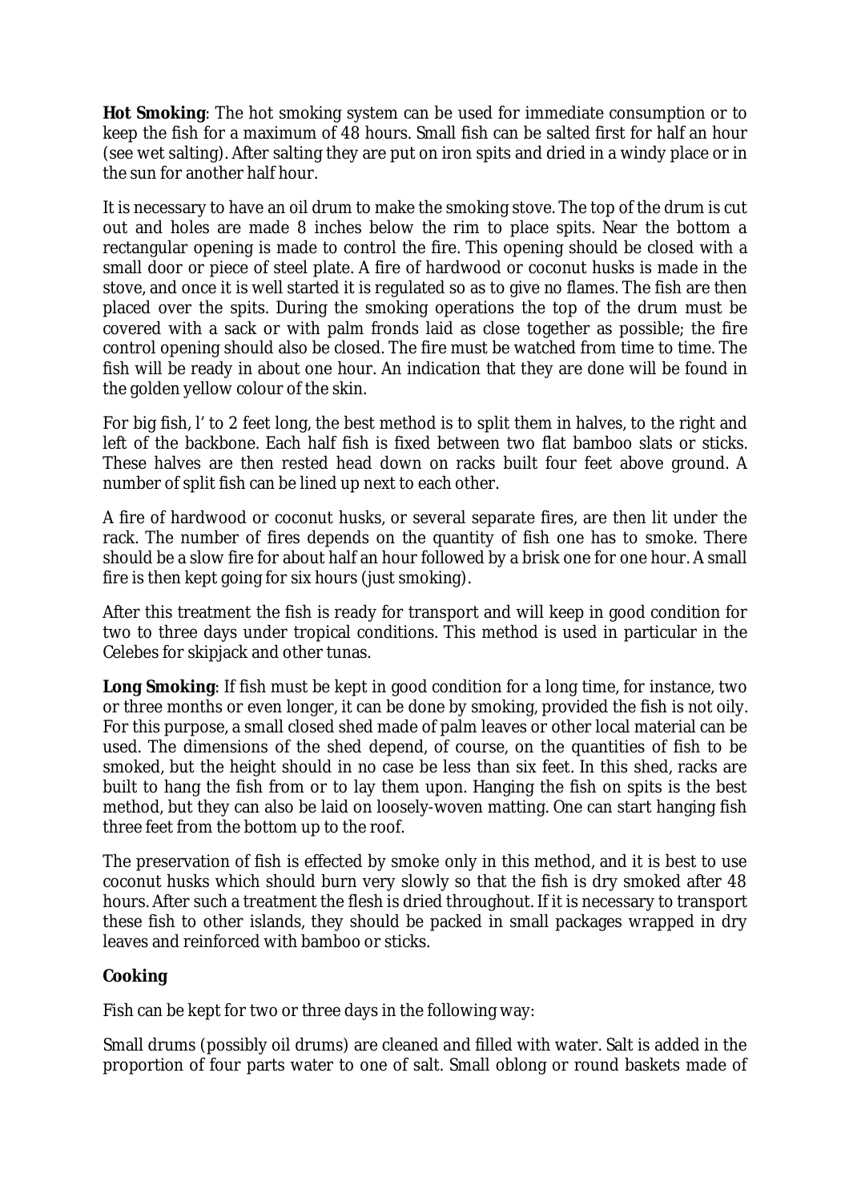**Hot Smoking**: The hot smoking system can be used for immediate consumption or to keep the fish for a maximum of 48 hours. Small fish can be salted first for half an hour (see wet salting). After salting they are put on iron spits and dried in a windy place or in the sun for another half hour.

It is necessary to have an oil drum to make the smoking stove. The top of the drum is cut out and holes are made 8 inches below the rim to place spits. Near the bottom a rectangular opening is made to control the fire. This opening should be closed with a small door or piece of steel plate. A fire of hardwood or coconut husks is made in the stove, and once it is well started it is regulated so as to give no flames. The fish are then placed over the spits. During the smoking operations the top of the drum must be covered with a sack or with palm fronds laid as close together as possible; the fire control opening should also be closed. The fire must be watched from time to time. The fish will be ready in about one hour. An indication that they are done will be found in the golden yellow colour of the skin.

For big fish, l' to 2 feet long, the best method is to split them in halves, to the right and left of the backbone. Each half fish is fixed between two flat bamboo slats or sticks. These halves are then rested head down on racks built four feet above ground. A number of split fish can be lined up next to each other.

A fire of hardwood or coconut husks, or several separate fires, are then lit under the rack. The number of fires depends on the quantity of fish one has to smoke. There should be a slow fire for about half an hour followed by a brisk one for one hour. A small fire is then kept going for six hours (just smoking).

After this treatment the fish is ready for transport and will keep in good condition for two to three days under tropical conditions. This method is used in particular in the Celebes for skipjack and other tunas.

**Long Smoking**: If fish must be kept in good condition for a long time, for instance, two or three months or even longer, it can be done by smoking, provided the fish is not oily. For this purpose, a small closed shed made of palm leaves or other local material can be used. The dimensions of the shed depend, of course, on the quantities of fish to be smoked, but the height should in no case be less than six feet. In this shed, racks are built to hang the fish from or to lay them upon. Hanging the fish on spits is the best method, but they can also be laid on loosely-woven matting. One can start hanging fish three feet from the bottom up to the roof.

The preservation of fish is effected by smoke only in this method, and it is best to use coconut husks which should burn very slowly so that the fish is dry smoked after 48 hours. After such a treatment the flesh is dried throughout. If it is necessary to transport these fish to other islands, they should be packed in small packages wrapped in dry leaves and reinforced with bamboo or sticks.

**Cooking**

Fish can be kept for two or three days in the following way:

Small drums (possibly oil drums) are cleaned and filled with water. Salt is added in the proportion of four parts water to one of salt. Small oblong or round baskets made of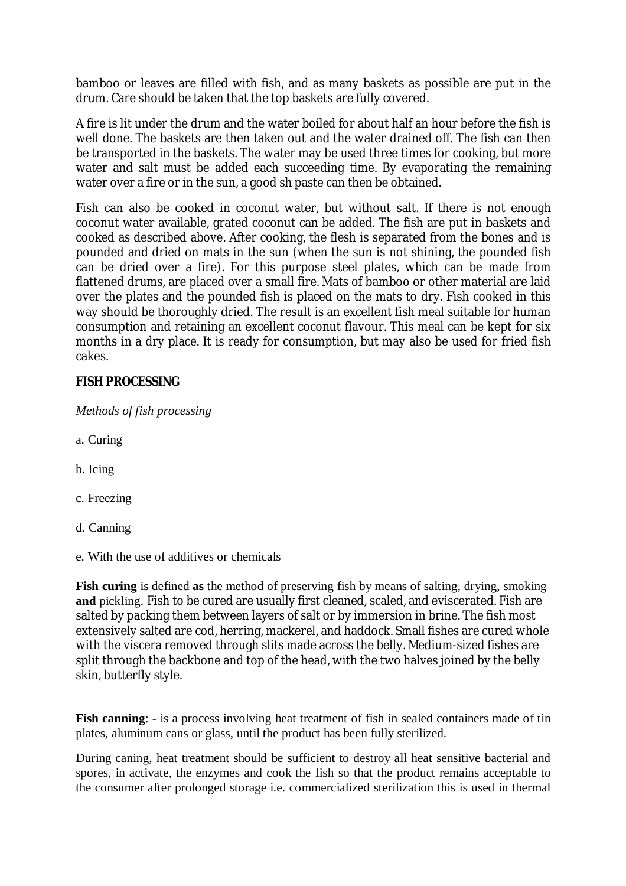bamboo or leaves are filled with fish, and as many baskets as possible are put in the drum. Care should be taken that the top baskets are fully covered.

A fire is lit under the drum and the water boiled for about half an hour before the fish is well done. The baskets are then taken out and the water drained off. The fish can then be transported in the baskets. The water may be used three times for cooking, but more water and salt must be added each succeeding time. By evaporating the remaining water over a fire or in the sun, a good sh paste can then be obtained.

Fish can also be cooked in coconut water, but without salt. If there is not enough coconut water available, grated coconut can be added. The fish are put in baskets and cooked as described above. After cooking, the flesh is separated from the bones and is pounded and dried on mats in the sun (when the sun is not shining, the pounded fish can be dried over a fire). For this purpose steel plates, which can be made from flattened drums, are placed over a small fire. Mats of bamboo or other material are laid over the plates and the pounded fish is placed on the mats to dry. Fish cooked in this way should be thoroughly dried. The result is an excellent fish meal suitable for human consumption and retaining an excellent coconut flavour. This meal can be kept for six months in a dry place. It is ready for consumption, but may also be used for fried fish cakes.

**FISH PROCESSING**

*Methods of fish processing*

a. Curing

b. Icing

c. Freezing

d. Canning

e. With the use of additives or chemicals

**Fish curing** is defined **as** the method of preserving fish by means of salting, drying, smoking **and** pickling. Fish to be cured are usually first cleaned, scaled, and eviscerated. Fish are salted by packing them between layers of salt or by immersion in brine. The fish most extensively salted are cod, herring, mackerel, and haddock. Small fishes are cured whole with the viscera removed through slits made across the belly. Medium-sized fishes are split through the backbone and top of the head, with the two halves joined by the belly skin, butterfly style.

**Fish canning**: - is a process involving heat treatment of fish in sealed containers made of tin plates, aluminum cans or glass, until the product has been fully sterilized.

During caning, heat treatment should be sufficient to destroy all heat sensitive bacterial and spores, in activate, the enzymes and cook the fish so that the product remains acceptable to the consumer after prolonged storage i.e. commercialized sterilization this is used in thermal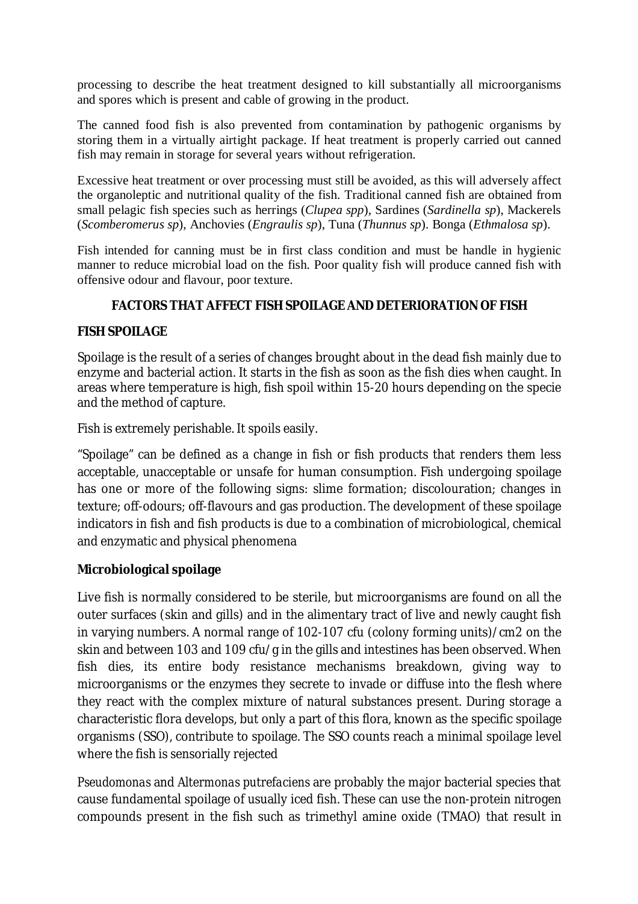processing to describe the heat treatment designed to kill substantially all microorganisms and spores which is present and cable of growing in the product.

The canned food fish is also prevented from contamination by pathogenic organisms by storing them in a virtually airtight package. If heat treatment is properly carried out canned fish may remain in storage for several years without refrigeration.

Excessive heat treatment or over processing must still be avoided, as this will adversely affect the organoleptic and nutritional quality of the fish. Traditional canned fish are obtained from small pelagic fish species such as herrings (*Clupea spp*), Sardines (*Sardinella sp*), Mackerels (*Scomberomerus sp*), Anchovies (*Engraulis sp*), Tuna (*Thunnus sp*). Bonga (*Ethmalosa sp*).

Fish intended for canning must be in first class condition and must be handle in hygienic manner to reduce microbial load on the fish. Poor quality fish will produce canned fish with offensive odour and flavour, poor texture.

## FACTORS THAT AFFECT FISH SPOILAGE AND DETERIORATION OF FISH

### FISH SPOILAGE

Spoilage is the result of a series of changes brought about in the dead fish mainly due to enzyme and bacterial action. It starts in the fish as soon as the fish dies when caught. In areas where temperature is high, fish spoil within 15-20 hours depending on the specie and the method of capture.

Fish is extremely perishable. It spoils easily.

"Spoilage" can be defined as a change in fish or fish products that renders them less acceptable, unacceptable or unsafe for human consumption. Fish undergoing spoilage has one or more of the following signs: slime formation; discolouration; changes in texture; off-odours; off-flavours and gas production. The development of these spoilage indicators in fish and fish products is due to a combination of microbiological, chemical and enzymatic and physical phenomena

### Microbiological spoilage

Live fish is normally considered to be sterile, but microorganisms are found on all the outer surfaces (skin and gills) and in the alimentary tract of live and newly caught fish in varying numbers. A normal range of 102-107 cfu (colony forming units)/cm2 on the skin and between 103 and 109 cfu/g in the gills and intestines has been observed. When fish dies, its entire body resistance mechanisms breakdown, giving way to microorganisms or the enzymes they secrete to invade or diffuse into the flesh where they react with the complex mixture of natural substances present. During storage a characteristic flora develops, but only a part of this flora, known as the specific spoilage organisms (SSO), contribute to spoilage. The SSO counts reach a minimal spoilage level where the fish is sensorially rejected

*Pseudomonas* and *Altermonas putrefaciens* are probably the major bacterial species that cause fundamental spoilage of usually iced fish. These can use the non-protein nitrogen compounds present in the fish such as trimethyl amine oxide (TMAO) that result in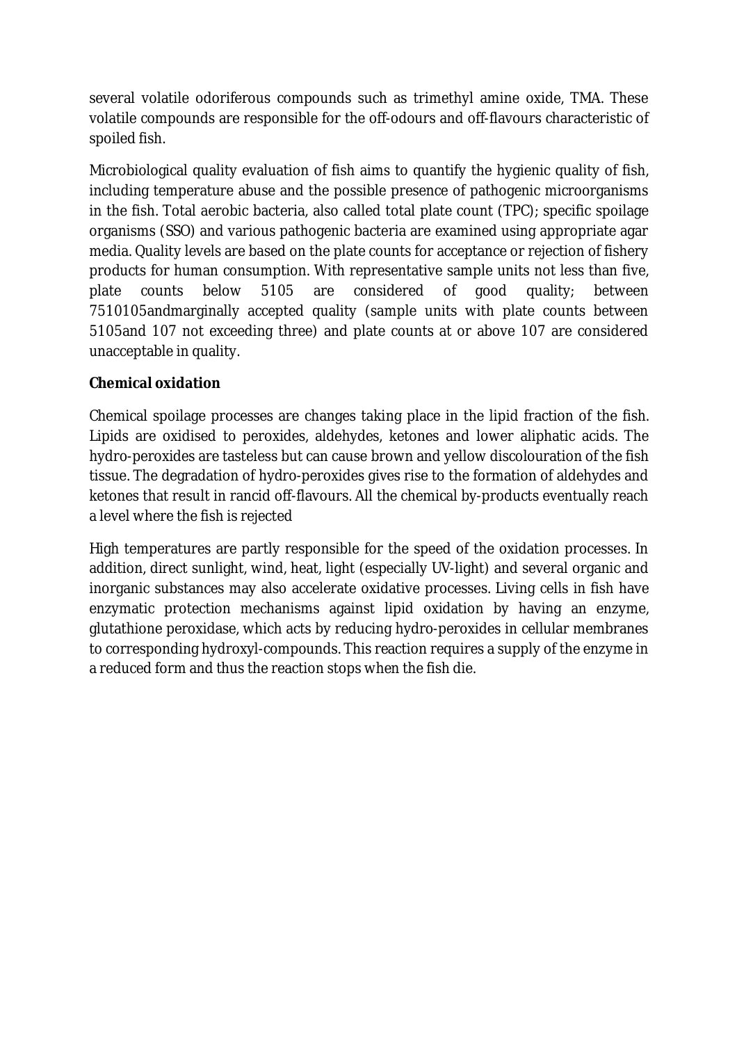several volatile odoriferous compounds such as trimethyl amine oxide, TMA. These volatile compounds are responsible for the off-odours and off-flavours characteristic of spoiled fish.

Microbiological quality evaluation of fish aims to quantify the hygienic quality of fish, including temperature abuse and the possible presence of pathogenic microorganisms in the fish. Total aerobic bacteria, also called total plate count (TPC); specific spoilage organisms (SSO) and various pathogenic bacteria are examined using appropriate agar media. Quality levels are based on the plate counts for acceptance or rejection of fishery products for human consumption. With representative sample units not less than five, plate counts below 5105 are considered of good quality; between 7510105andmarginally accepted quality (sample units with plate counts between 5105and 107 not exceeding three) and plate counts at or above 107 are considered unacceptable in quality.

**Chemical oxidation**

Chemical spoilage processes are changes taking place in the lipid fraction of the fish. Lipids are oxidised to peroxides, aldehydes, ketones and lower aliphatic acids. The hydro-peroxides are tasteless but can cause brown and yellow discolouration of the fish tissue. The degradation of hydro-peroxides gives rise to the formation of aldehydes and ketones that result in rancid off-flavours. All the chemical by-products eventually reach a level where the fish is rejected

High temperatures are partly responsible for the speed of the oxidation processes. In addition, direct sunlight, wind, heat, light (especially UV-light) and several organic and inorganic substances may also accelerate oxidative processes. Living cells in fish have enzymatic protection mechanisms against lipid oxidation by having an enzyme, glutathione peroxidase, which acts by reducing hydro-peroxides in cellular membranes to corresponding hydroxyl-compounds. This reaction requires a supply of the enzyme in a reduced form and thus the reaction stops when the fish die.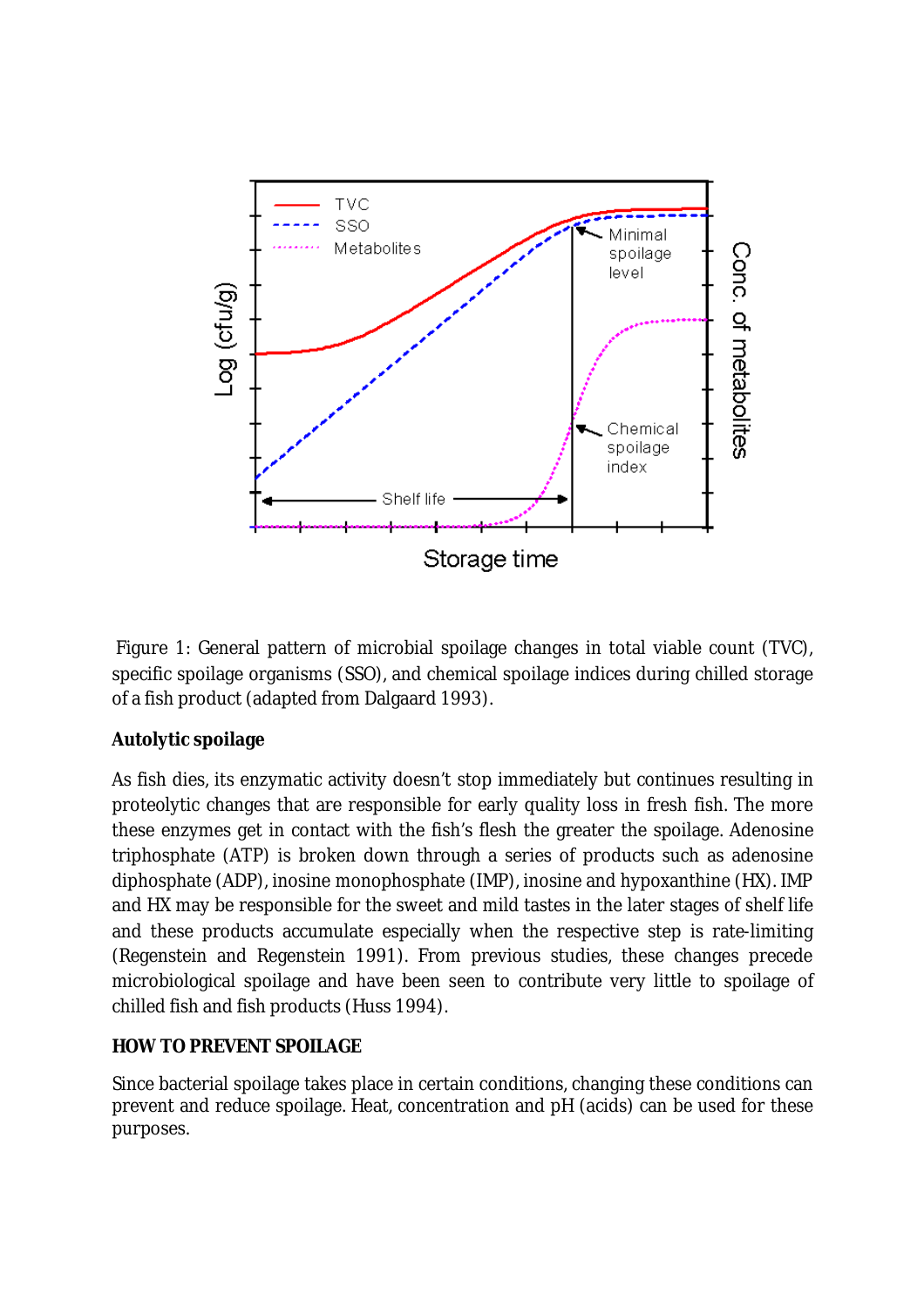Figure 1: General pattern of microbial spoilage changes in total viable count (TVC), specific spoilage organisms (SSO), and chemical spoilage indices during chilled storage of a fish product (adapted from Dalgaard 1993).

**Autolytic spoilage**

As fish dies, its enzymatic activity doesn't stop immediately but continues resulting in proteolytic changes that are responsible for early quality loss in fresh fish. The more these enzymes get in contact with the fish's flesh the greater the spoilage. Adenosine triphosphate (ATP) is broken down through a series of products such as adenosine diphosphate (ADP), inosine monophosphate (IMP), inosine and hypoxanthine (HX). IMP and HX may be responsible for the sweet and mild tastes in the later stages of shelf life and these products accumulate especially when the respective step is rate-limiting (Regenstein and Regenstein 1991). From previous studies, these changes precede microbiological spoilage and have been seen to contribute very little to spoilage of chilled fish and fish products (Huss 1994).

**HOW TO PREVENT SPOILAGE**

Since bacterial spoilage takes place in certain conditions, changing these conditions can prevent and reduce spoilage. Heat, concentration and pH (acids) can be used for these purposes.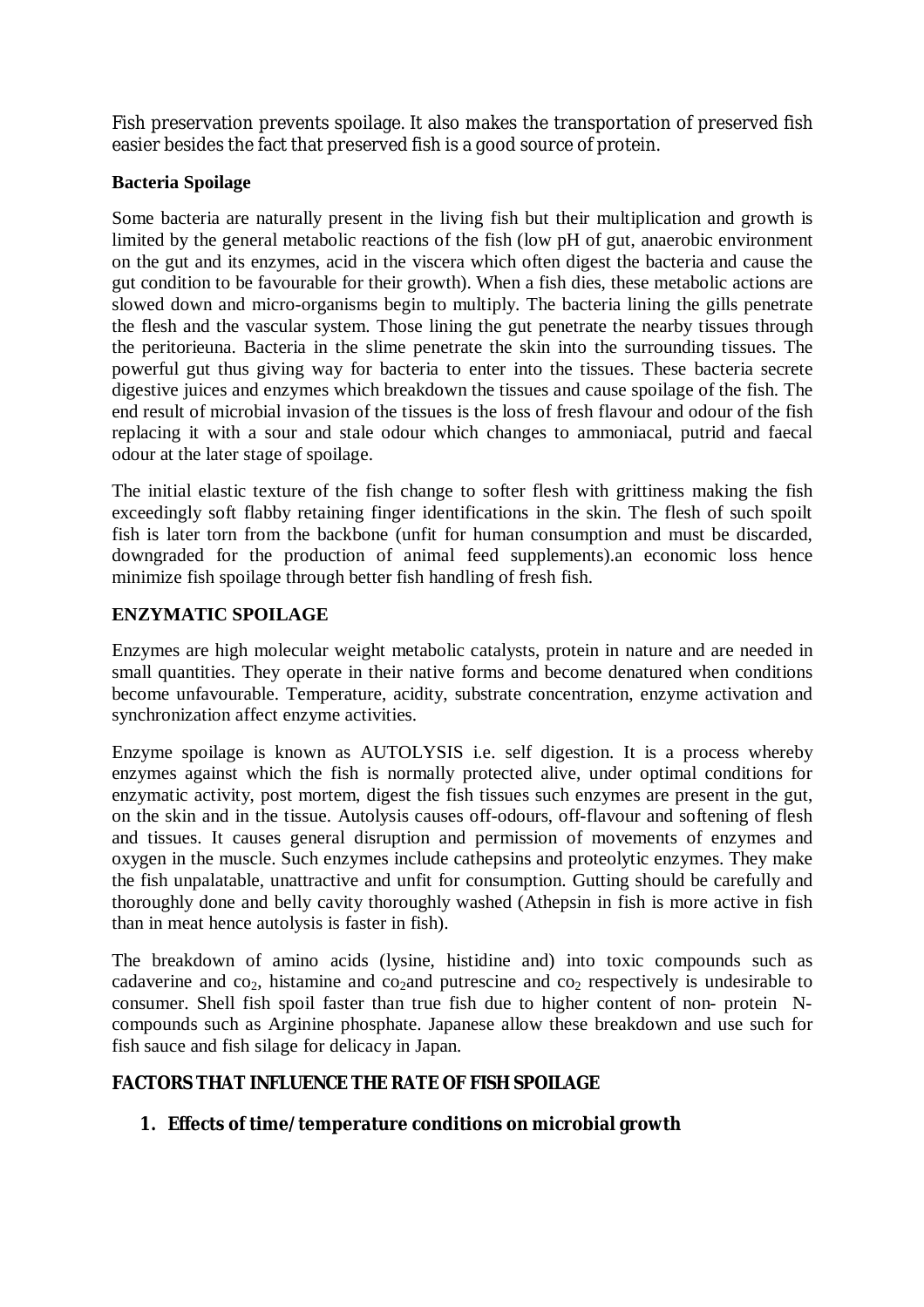Fish preservation prevents spoilage. It also makes the transportation of preserved fish easier besides the fact that preserved fish is a good source of protein.

**Bacteria Spoilage**

Some bacteria are naturally present in the living fish but their multiplication and growth is limited by the general metabolic reactions of the fish (low pH of gut, anaerobic environment on the gut and its enzymes, acid in the viscera which often digest the bacteria and cause the gut condition to be favourable for their growth). When a fish dies, these metabolic actions are slowed down and micro-organisms begin to multiply. The bacteria lining the gills penetrate the flesh and the vascular system. Those lining the gut penetrate the nearby tissues through the peritorieuna. Bacteria in the slime penetrate the skin into the surrounding tissues. The powerful gut thus giving way for bacteria to enter into the tissues. These bacteria secrete digestive juices and enzymes which breakdown the tissues and cause spoilage of the fish. The end result of microbial invasion of the tissues is the loss of fresh flavour and odour of the fish replacing it with a sour and stale odour which changes to ammoniacal, putrid and faecal odour at the later stage of spoilage.

The initial elastic texture of the fish change to softer flesh with grittiness making the fish exceedingly soft flabby retaining finger identifications in the skin. The flesh of such spoilt fish is later torn from the backbone (unfit for human consumption and must be discarded, downgraded for the production of animal feed supplements).an economic loss hence minimize fish spoilage through better fish handling of fresh fish.

**ENZYMATIC SPOILAGE**

Enzymes are high molecular weight metabolic catalysts, protein in nature and are needed in small quantities. They operate in their native forms and become denatured when conditions become unfavourable. Temperature, acidity, substrate concentration, enzyme activation and synchronization affect enzyme activities.

Enzyme spoilage is known as AUTOLYSIS i.e. self digestion. It is a process whereby enzymes against which the fish is normally protected alive, under optimal conditions for enzymatic activity, post mortem, digest the fish tissues such enzymes are present in the gut, on the skin and in the tissue. Autolysis causes off-odours, off-flavour and softening of flesh and tissues. It causes general disruption and permission of movements of enzymes and oxygen in the muscle. Such enzymes include cathepsins and proteolytic enzymes. They make the fish unpalatable, unattractive and unfit for consumption. Gutting should be carefully and thoroughly done and belly cavity thoroughly washed (Athepsin in fish is more active in fish than in meat hence autolysis is faster in fish).

The breakdown of amino acids (lysine, histidine and) into toxic compounds such as cadaverine and $co_2$, histamine and $co_2$and putrescine and $co_2$ respectively is undesirable to consumer. Shell fish spoil faster than true fish due to higher content of non- protein N-compounds such as Arginine phosphate. Japanese allow these breakdown and use such for fish sauce and fish silage for delicacy in Japan.

**FACTORS THAT INFLUENCE THE RATE OF FISH SPOILAGE**

1. **Effects of time/temperature conditions on microbial growth**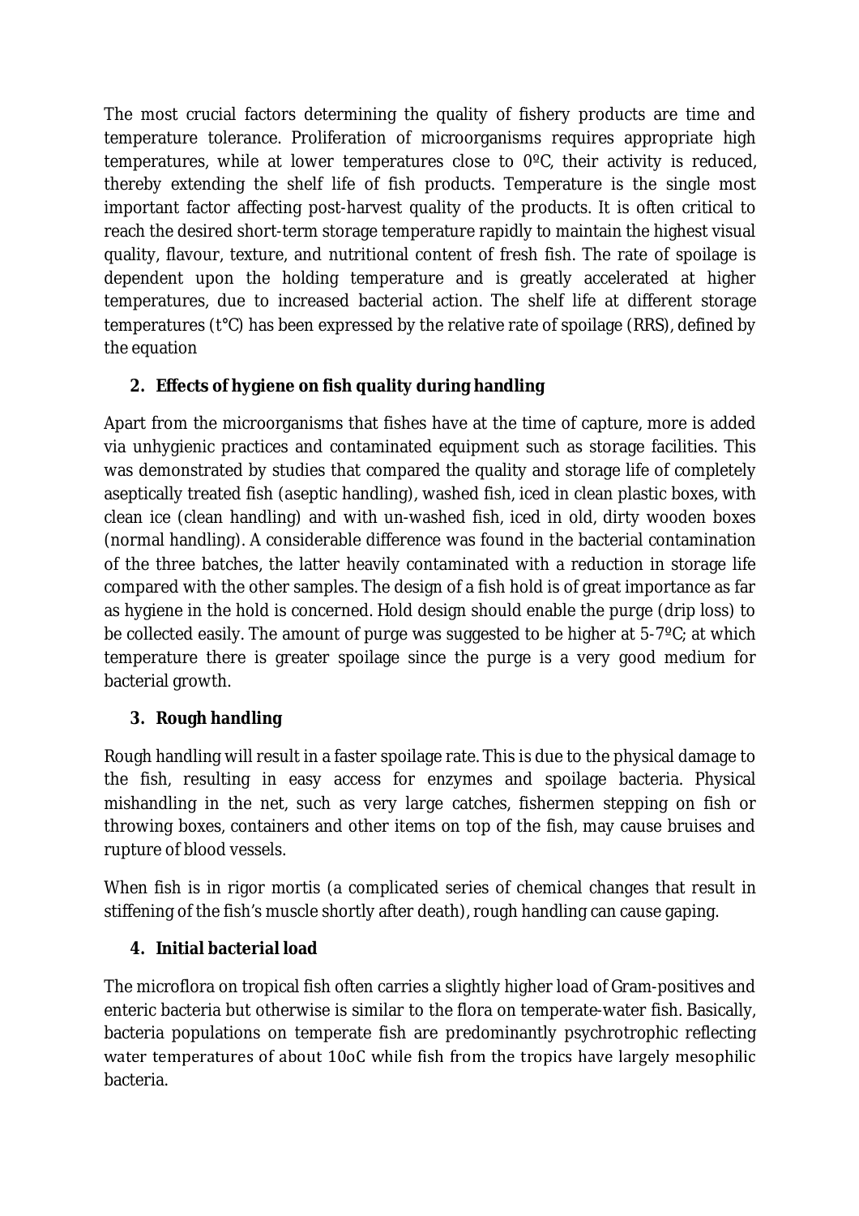The most crucial factors determining the quality of fishery products are time and temperature tolerance. Proliferation of microorganisms requires appropriate high temperatures, while at lower temperatures close to 0ºC, their activity is reduced, thereby extending the shelf life of fish products. Temperature is the single most important factor affecting post-harvest quality of the products. It is often critical to reach the desired short-term storage temperature rapidly to maintain the highest visual quality, flavour, texture, and nutritional content of fresh fish. The rate of spoilage is dependent upon the holding temperature and is greatly accelerated at higher temperatures, due to increased bacterial action. The shelf life at different storage temperatures (t°C) has been expressed by the relative rate of spoilage (RRS), defined by the equation

## 2. Effects of hygiene on fish quality during handling

Apart from the microorganisms that fishes have at the time of capture, more is added via unhygienic practices and contaminated equipment such as storage facilities. This was demonstrated by studies that compared the quality and storage life of completely aseptically treated fish (aseptic handling), washed fish, iced in clean plastic boxes, with clean ice (clean handling) and with un-washed fish, iced in old, dirty wooden boxes (normal handling). A considerable difference was found in the bacterial contamination of the three batches, the latter heavily contaminated with a reduction in storage life compared with the other samples. The design of a fish hold is of great importance as far as hygiene in the hold is concerned. Hold design should enable the purge (drip loss) to be collected easily. The amount of purge was suggested to be higher at 5-7ºC; at which temperature there is greater spoilage since the purge is a very good medium for bacterial growth.

## 3. Rough handling

Rough handling will result in a faster spoilage rate. This is due to the physical damage to the fish, resulting in easy access for enzymes and spoilage bacteria. Physical mishandling in the net, such as very large catches, fishermen stepping on fish or throwing boxes, containers and other items on top of the fish, may cause bruises and rupture of blood vessels.

When fish is in rigor mortis (a complicated series of chemical changes that result in stiffening of the fish's muscle shortly after death), rough handling can cause gaping.

## 4. Initial bacterial load

The microflora on tropical fish often carries a slightly higher load of Gram-positives and enteric bacteria but otherwise is similar to the flora on temperate-water fish. Basically, bacteria populations on temperate fish are predominantly psychrotrophic reflecting water temperatures of about 10oC while fish from the tropics have largely mesophilic bacteria.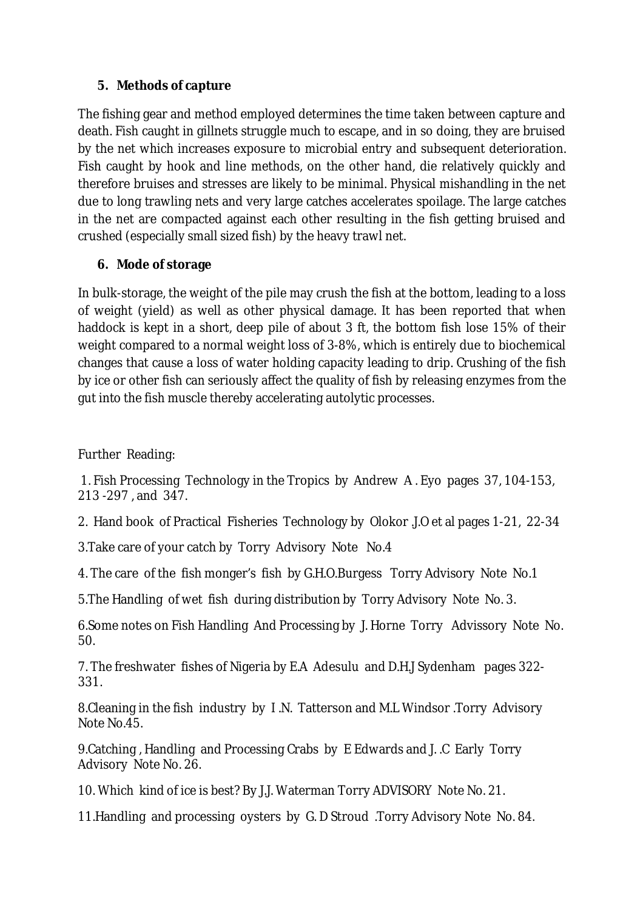5. **Methods of capture**

The fishing gear and method employed determines the time taken between capture and death. Fish caught in gillnets struggle much to escape, and in so doing, they are bruised by the net which increases exposure to microbial entry and subsequent deterioration. Fish caught by hook and line methods, on the other hand, die relatively quickly and therefore bruises and stresses are likely to be minimal. Physical mishandling in the net due to long trawling nets and very large catches accelerates spoilage. The large catches in the net are compacted against each other resulting in the fish getting bruised and crushed (especially small sized fish) by the heavy trawl net.

6. **Mode of storage**

In bulk-storage, the weight of the pile may crush the fish at the bottom, leading to a loss of weight (yield) as well as other physical damage. It has been reported that when haddock is kept in a short, deep pile of about 3 ft, the bottom fish lose 15% of their weight compared to a normal weight loss of 3-8%, which is entirely due to biochemical changes that cause a loss of water holding capacity leading to drip. Crushing of the fish by ice or other fish can seriously affect the quality of fish by releasing enzymes from the gut into the fish muscle thereby accelerating autolytic processes.

Further Reading:

1. Fish Processing Technology in the Tropics by Andrew A . Eyo pages 37, 104-153, 213 -297 , and 347.

2. Hand book of Practical Fisheries Technology by Olokor .J.O et al pages 1-21, 22-34

3.Take care of your catch by Torry Advisory Note No.4

4. The care of the fish monger's fish by G.H.O.Burgess Torry Advisory Note No.1

5.The Handling of wet fish during distribution by Torry Advisory Note No. 3.

6.Some notes on Fish Handling And Processing by J. Horne Torry Advissory Note No. 50.

7. The freshwater fishes of Nigeria by E.A Adesulu and D.H.J Sydenham pages 322-331.

8.Cleaning in the fish industry by I .N. Tatterson and M.L Windsor .Torry Advisory Note No.45.

9.Catching , Handling and Processing Crabs by E Edwards and J. .C Early Torry Advisory Note No. 26.

10. Which kind of ice is best? By J.J. Waterman Torry ADVISORY Note No. 21.

11.Handling and processing oysters by G. D Stroud .Torry Advisory Note No. 84.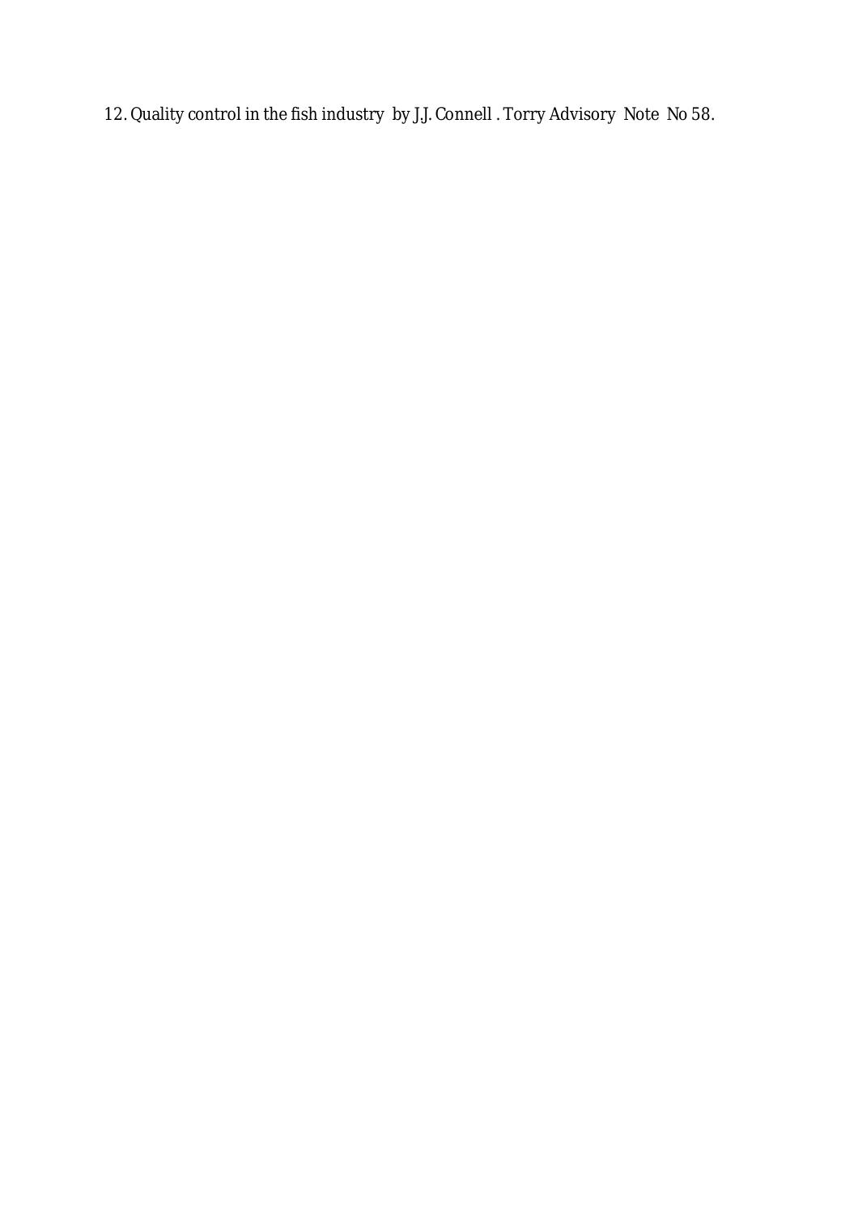12. Quality control in the fish industry by J.J. Connell . Torry Advisory Note No 58.